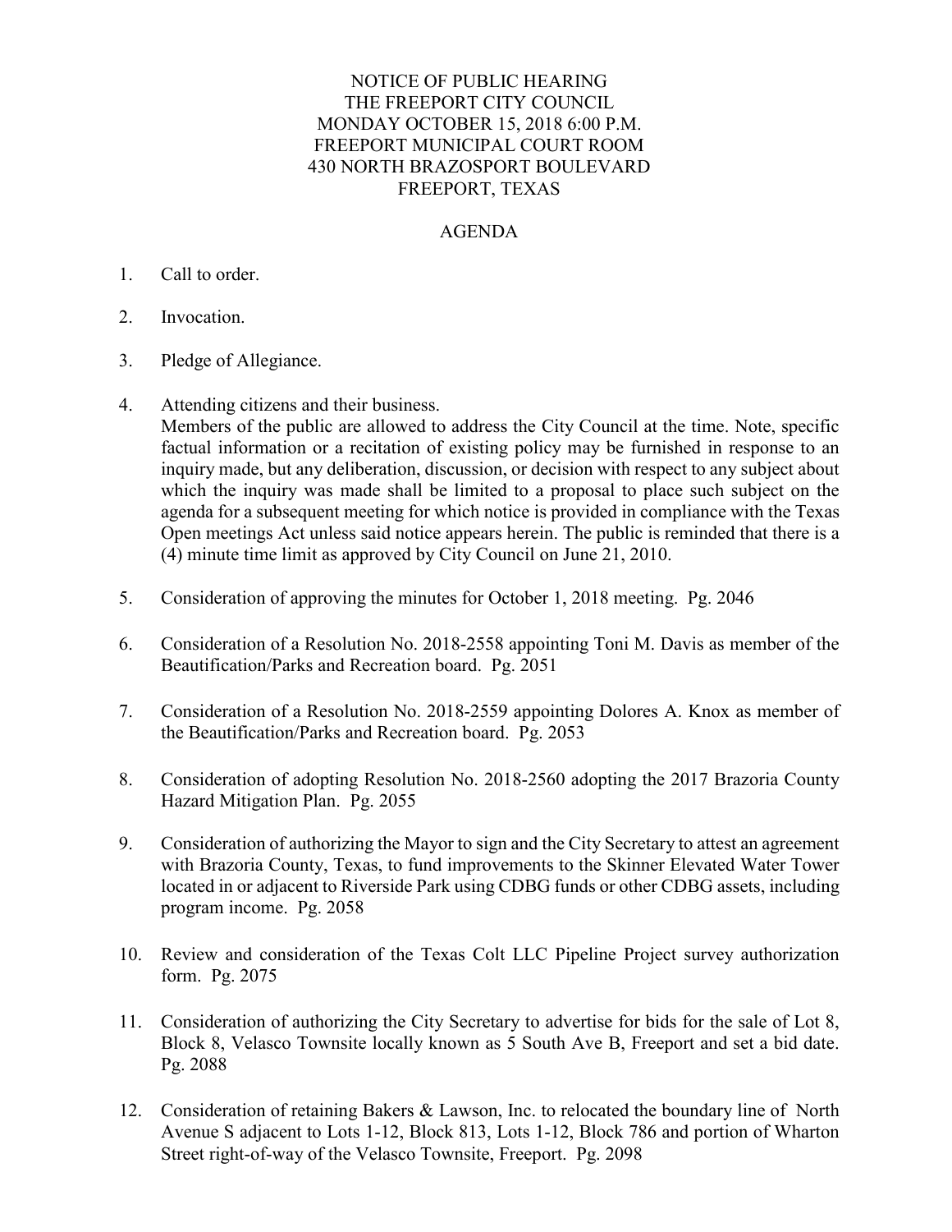# NOTICE OF PUBLIC HEARING
# THE FREEPORT CITY COUNCIL
# MONDAY OCTOBER 15, 2018 6:00 P.M.
# FREEPORT MUNICIPAL COURT ROOM
# 430 NORTH BRAZOSPORT BOULEVARD
# FREEPORT, TEXAS

## AGENDA

1. Call to order.

2. Invocation.

3. Pledge of Allegiance.

4. Attending citizens and their business.
   Members of the public are allowed to address the City Council at the time. Note, specific factual information or a recitation of existing policy may be furnished in response to an inquiry made, but any deliberation, discussion, or decision with respect to any subject about which the inquiry was made shall be limited to a proposal to place such subject on the agenda for a subsequent meeting for which notice is provided in compliance with the Texas Open meetings Act unless said notice appears herein. The public is reminded that there is a (4) minute time limit as approved by City Council on June 21, 2010.

5. Consideration of approving the minutes for October 1, 2018 meeting. Pg. 2046

6. Consideration of a Resolution No. 2018-2558 appointing Toni M. Davis as member of the Beautification/Parks and Recreation board. Pg. 2051

7. Consideration of a Resolution No. 2018-2559 appointing Dolores A. Knox as member of the Beautification/Parks and Recreation board. Pg. 2053

8. Consideration of adopting Resolution No. 2018-2560 adopting the 2017 Brazoria County Hazard Mitigation Plan. Pg. 2055

9. Consideration of authorizing the Mayor to sign and the City Secretary to attest an agreement with Brazoria County, Texas, to fund improvements to the Skinner Elevated Water Tower located in or adjacent to Riverside Park using CDBG funds or other CDBG assets, including program income. Pg. 2058

10. Review and consideration of the Texas Colt LLC Pipeline Project survey authorization form. Pg. 2075

11. Consideration of authorizing the City Secretary to advertise for bids for the sale of Lot 8, Block 8, Velasco Townsite locally known as 5 South Ave B, Freeport and set a bid date. Pg. 2088

12. Consideration of retaining Bakers & Lawson, Inc. to relocated the boundary line of North Avenue S adjacent to Lots 1-12, Block 813, Lots 1-12, Block 786 and portion of Wharton Street right-of-way of the Velasco Townsite, Freeport. Pg. 2098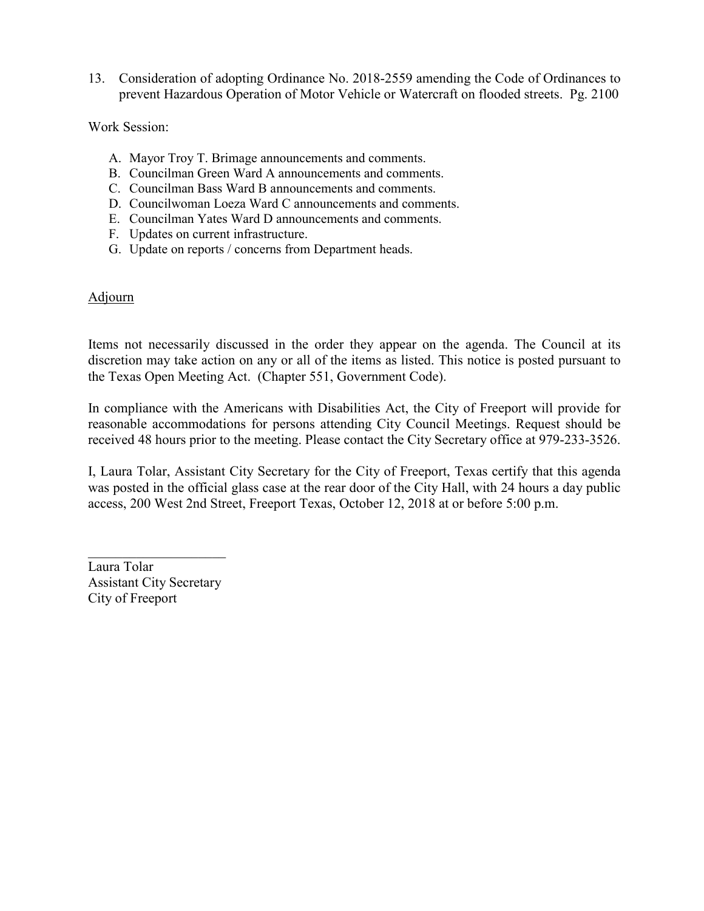13. Consideration of adopting Ordinance No. 2018-2559 amending the Code of Ordinances to prevent Hazardous Operation of Motor Vehicle or Watercraft on flooded streets. Pg. 2100

Work Session:

A. Mayor Troy T. Brimage announcements and comments.
B. Councilman Green Ward A announcements and comments.
C. Councilman Bass Ward B announcements and comments.
D. Councilwoman Loeza Ward C announcements and comments.
E. Councilman Yates Ward D announcements and comments.
F. Updates on current infrastructure.
G. Update on reports / concerns from Department heads.

<u>Adjourn</u>

Items not necessarily discussed in the order they appear on the agenda. The Council at its discretion may take action on any or all of the items as listed. This notice is posted pursuant to the Texas Open Meeting Act. (Chapter 551, Government Code).

In compliance with the Americans with Disabilities Act, the City of Freeport will provide for reasonable accommodations for persons attending City Council Meetings. Request should be received 48 hours prior to the meeting. Please contact the City Secretary office at 979-233-3526.

I, Laura Tolar, Assistant City Secretary for the City of Freeport, Texas certify that this agenda was posted in the official glass case at the rear door of the City Hall, with 24 hours a day public access, 200 West 2nd Street, Freeport Texas, October 12, 2018 at or before 5:00 p.m.

\_\_\_\_\_\_\_\_\_\_\_\_\_\_\_\_\_\_\_\_\_\_

Laura Tolar
Assistant City Secretary
City of Freeport